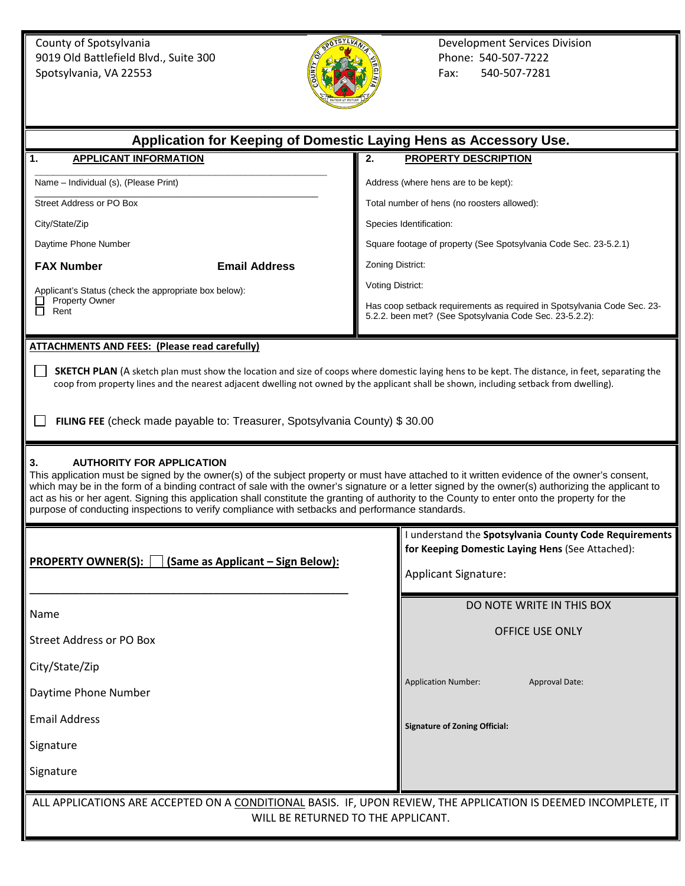County of Spotsylvania
9019 Old Battlefield Blvd., Suite 300
Spotsylvania, VA 22553

Development Services Division
Phone: 540-507-7222
Fax: 540-507-7281

# Application for Keeping of Domestic Laying Hens as Accessory Use.

## 1. APPLICANT INFORMATION

Name – Individual (s), (Please Print)

Street Address or PO Box

City/State/Zip

Daytime Phone Number

**FAX Number** **Email Address**

Applicant's Status (check the appropriate box below):

- ☐ Property Owner
- ☐ Rent

## 2. PROPERTY DESCRIPTION

Address (where hens are to be kept):

Total number of hens (no roosters allowed):

Species Identification:

Square footage of property (See Spotsylvania Code Sec. 23-5.2.1)

Zoning District:

Voting District:

Has coop setback requirements as required in Spotsylvania Code Sec. 23-5.2.2. been met? (See Spotsylvania Code Sec. 23-5.2.2):

## ATTACHMENTS AND FEES: (Please read carefully)

☐ **SKETCH PLAN** (A sketch plan must show the location and size of coops where domestic laying hens to be kept. The distance, in feet, separating the coop from property lines and the nearest adjacent dwelling not owned by the applicant shall be shown, including setback from dwelling).

☐ **FILING FEE** (check made payable to: Treasurer, Spotsylvania County) $ 30.00

## 3. AUTHORITY FOR APPLICATION

This application must be signed by the owner(s) of the subject property or must have attached to it written evidence of the owner's consent, which may be in the form of a binding contract of sale with the owner's signature or a letter signed by the owner(s) authorizing the applicant to act as his or her agent. Signing this application shall constitute the granting of authority to the County to enter onto the property for the purpose of conducting inspections to verify compliance with setbacks and performance standards.

**PROPERTY OWNER(S): ☐ (Same as Applicant – Sign Below):**

Name

Street Address or PO Box

City/State/Zip

Daytime Phone Number

Email Address

Signature

Signature

I understand the **Spotsylvania County Code Requirements for Keeping Domestic Laying Hens** (See Attached):

Applicant Signature:

DO NOTE WRITE IN THIS BOX

OFFICE USE ONLY

Application Number: Approval Date:

**Signature of Zoning Official:**

ALL APPLICATIONS ARE ACCEPTED ON A CONDITIONAL BASIS. IF, UPON REVIEW, THE APPLICATION IS DEEMED INCOMPLETE, IT WILL BE RETURNED TO THE APPLICANT.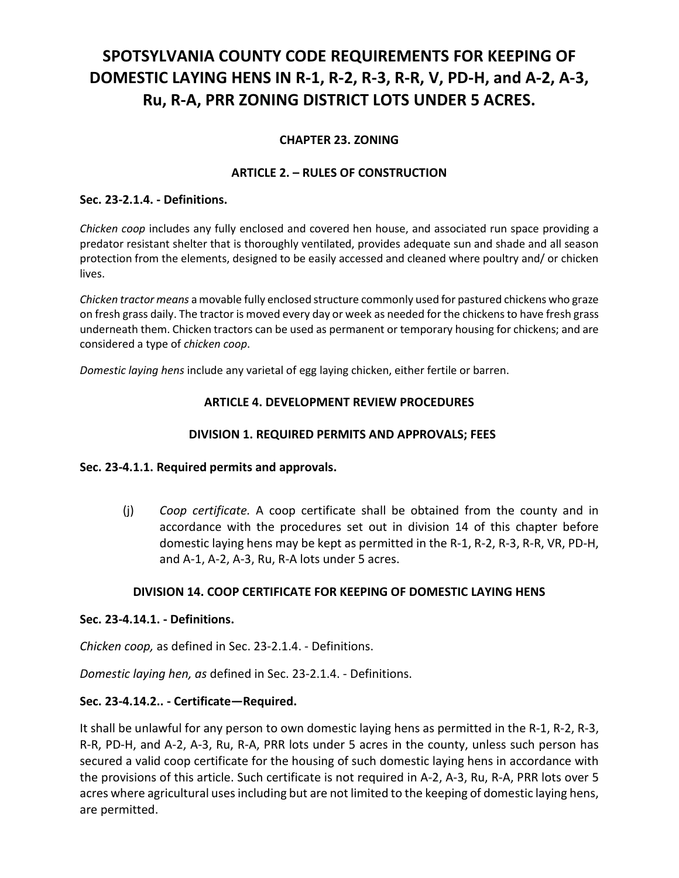# SPOTSYLVANIA COUNTY CODE REQUIREMENTS FOR KEEPING OF DOMESTIC LAYING HENS IN R-1, R-2, R-3, R-R, V, PD-H, and A-2, A-3, Ru, R-A, PRR ZONING DISTRICT LOTS UNDER 5 ACRES.

## CHAPTER 23. ZONING

### ARTICLE 2. – RULES OF CONSTRUCTION

**Sec. 23-2.1.4. - Definitions.**

*Chicken coop* includes any fully enclosed and covered hen house, and associated run space providing a predator resistant shelter that is thoroughly ventilated, provides adequate sun and shade and all season protection from the elements, designed to be easily accessed and cleaned where poultry and/ or chicken lives.

*Chicken tractor means* a movable fully enclosed structure commonly used for pastured chickens who graze on fresh grass daily. The tractor is moved every day or week as needed for the chickens to have fresh grass underneath them. Chicken tractors can be used as permanent or temporary housing for chickens; and are considered a type of *chicken coop*.

*Domestic laying hens* include any varietal of egg laying chicken, either fertile or barren.

### ARTICLE 4. DEVELOPMENT REVIEW PROCEDURES

### DIVISION 1. REQUIRED PERMITS AND APPROVALS; FEES

**Sec. 23-4.1.1. Required permits and approvals.**

(j) *Coop certificate.* A coop certificate shall be obtained from the county and in accordance with the procedures set out in division 14 of this chapter before domestic laying hens may be kept as permitted in the R-1, R-2, R-3, R-R, VR, PD-H, and A-1, A-2, A-3, Ru, R-A lots under 5 acres.

### DIVISION 14. COOP CERTIFICATE FOR KEEPING OF DOMESTIC LAYING HENS

**Sec. 23-4.14.1. - Definitions.**

*Chicken coop,* as defined in Sec. 23-2.1.4. - Definitions.

*Domestic laying hen, as* defined in Sec. 23-2.1.4. - Definitions.

**Sec. 23-4.14.2.. - Certificate—Required.**

It shall be unlawful for any person to own domestic laying hens as permitted in the R-1, R-2, R-3, R-R, PD-H, and A-2, A-3, Ru, R-A, PRR lots under 5 acres in the county, unless such person has secured a valid coop certificate for the housing of such domestic laying hens in accordance with the provisions of this article. Such certificate is not required in A-2, A-3, Ru, R-A, PRR lots over 5 acres where agricultural uses including but are not limited to the keeping of domestic laying hens, are permitted.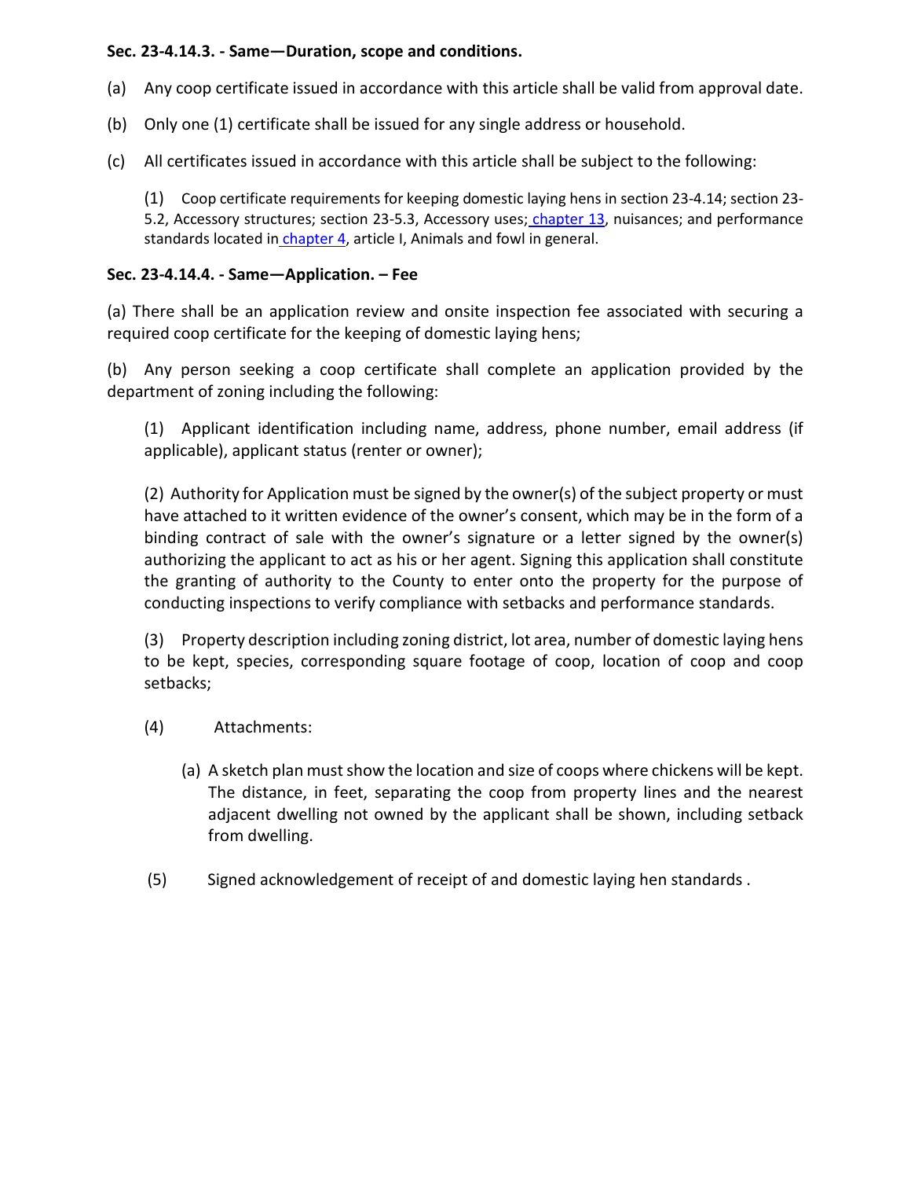**Sec. 23-4.14.3. - Same—Duration, scope and conditions.**

(a) Any coop certificate issued in accordance with this article shall be valid from approval date.

(b) Only one (1) certificate shall be issued for any single address or household.

(c) All certificates issued in accordance with this article shall be subject to the following:

(1) Coop certificate requirements for keeping domestic laying hens in section 23-4.14; section 23-5.2, Accessory structures; section 23-5.3, Accessory uses; chapter 13, nuisances; and performance standards located in chapter 4, article I, Animals and fowl in general.

**Sec. 23-4.14.4. - Same—Application. – Fee**

(a) There shall be an application review and onsite inspection fee associated with securing a required coop certificate for the keeping of domestic laying hens;

(b) Any person seeking a coop certificate shall complete an application provided by the department of zoning including the following:

(1) Applicant identification including name, address, phone number, email address (if applicable), applicant status (renter or owner);

(2) Authority for Application must be signed by the owner(s) of the subject property or must have attached to it written evidence of the owner's consent, which may be in the form of a binding contract of sale with the owner's signature or a letter signed by the owner(s) authorizing the applicant to act as his or her agent. Signing this application shall constitute the granting of authority to the County to enter onto the property for the purpose of conducting inspections to verify compliance with setbacks and performance standards.

(3) Property description including zoning district, lot area, number of domestic laying hens to be kept, species, corresponding square footage of coop, location of coop and coop setbacks;

(4) Attachments:

(a) A sketch plan must show the location and size of coops where chickens will be kept. The distance, in feet, separating the coop from property lines and the nearest adjacent dwelling not owned by the applicant shall be shown, including setback from dwelling.

(5) Signed acknowledgement of receipt of and domestic laying hen standards .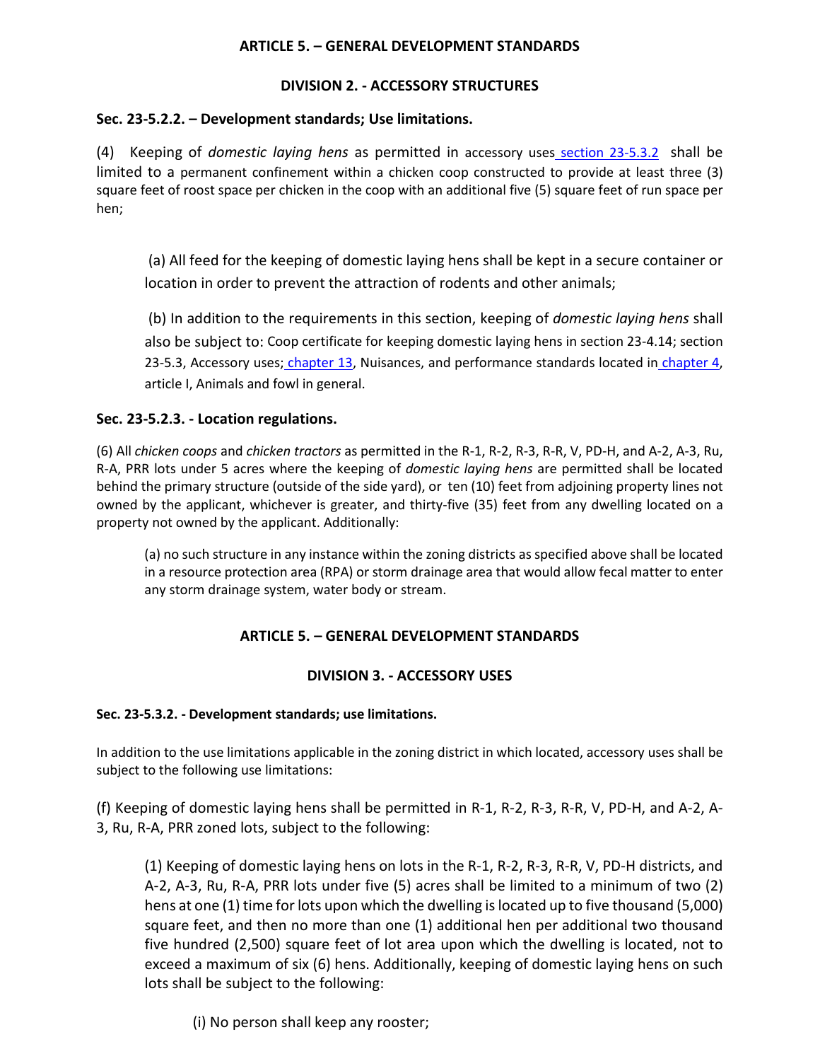**ARTICLE 5. – GENERAL DEVELOPMENT STANDARDS**

**DIVISION 2. - ACCESSORY STRUCTURES**

**Sec. 23-5.2.2. – Development standards; Use limitations.**

(4) Keeping of *domestic laying hens* as permitted in accessory uses section 23-5.3.2 shall be limited to a permanent confinement within a chicken coop constructed to provide at least three (3) square feet of roost space per chicken in the coop with an additional five (5) square feet of run space per hen;

(a) All feed for the keeping of domestic laying hens shall be kept in a secure container or location in order to prevent the attraction of rodents and other animals;

(b) In addition to the requirements in this section, keeping of *domestic laying hens* shall also be subject to: Coop certificate for keeping domestic laying hens in section 23-4.14; section 23-5.3, Accessory uses; chapter 13, Nuisances, and performance standards located in chapter 4, article I, Animals and fowl in general.

**Sec. 23-5.2.3. - Location regulations.**

(6) All *chicken coops* and *chicken tractors* as permitted in the R-1, R-2, R-3, R-R, V, PD-H, and A-2, A-3, Ru, R-A, PRR lots under 5 acres where the keeping of *domestic laying hens* are permitted shall be located behind the primary structure (outside of the side yard), or ten (10) feet from adjoining property lines not owned by the applicant, whichever is greater, and thirty-five (35) feet from any dwelling located on a property not owned by the applicant. Additionally:

(a) no such structure in any instance within the zoning districts as specified above shall be located in a resource protection area (RPA) or storm drainage area that would allow fecal matter to enter any storm drainage system, water body or stream.

**ARTICLE 5. – GENERAL DEVELOPMENT STANDARDS**

**DIVISION 3. - ACCESSORY USES**

**Sec. 23-5.3.2. - Development standards; use limitations.**

In addition to the use limitations applicable in the zoning district in which located, accessory uses shall be subject to the following use limitations:

(f) Keeping of domestic laying hens shall be permitted in R-1, R-2, R-3, R-R, V, PD-H, and A-2, A-3, Ru, R-A, PRR zoned lots, subject to the following:

(1) Keeping of domestic laying hens on lots in the R-1, R-2, R-3, R-R, V, PD-H districts, and A-2, A-3, Ru, R-A, PRR lots under five (5) acres shall be limited to a minimum of two (2) hens at one (1) time for lots upon which the dwelling is located up to five thousand (5,000) square feet, and then no more than one (1) additional hen per additional two thousand five hundred (2,500) square feet of lot area upon which the dwelling is located, not to exceed a maximum of six (6) hens. Additionally, keeping of domestic laying hens on such lots shall be subject to the following:

(i) No person shall keep any rooster;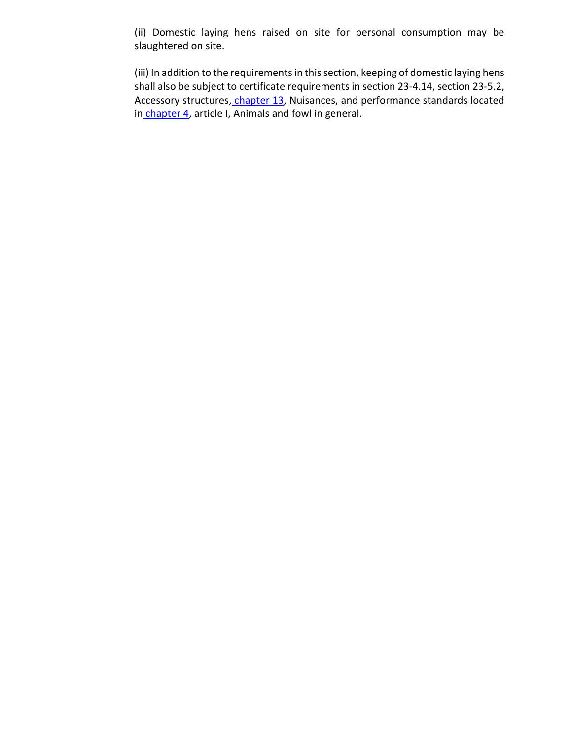(ii) Domestic laying hens raised on site for personal consumption may be slaughtered on site.

(iii) In addition to the requirements in this section, keeping of domestic laying hens shall also be subject to certificate requirements in section 23-4.14, section 23-5.2, Accessory structures, chapter 13, Nuisances, and performance standards located in chapter 4, article I, Animals and fowl in general.